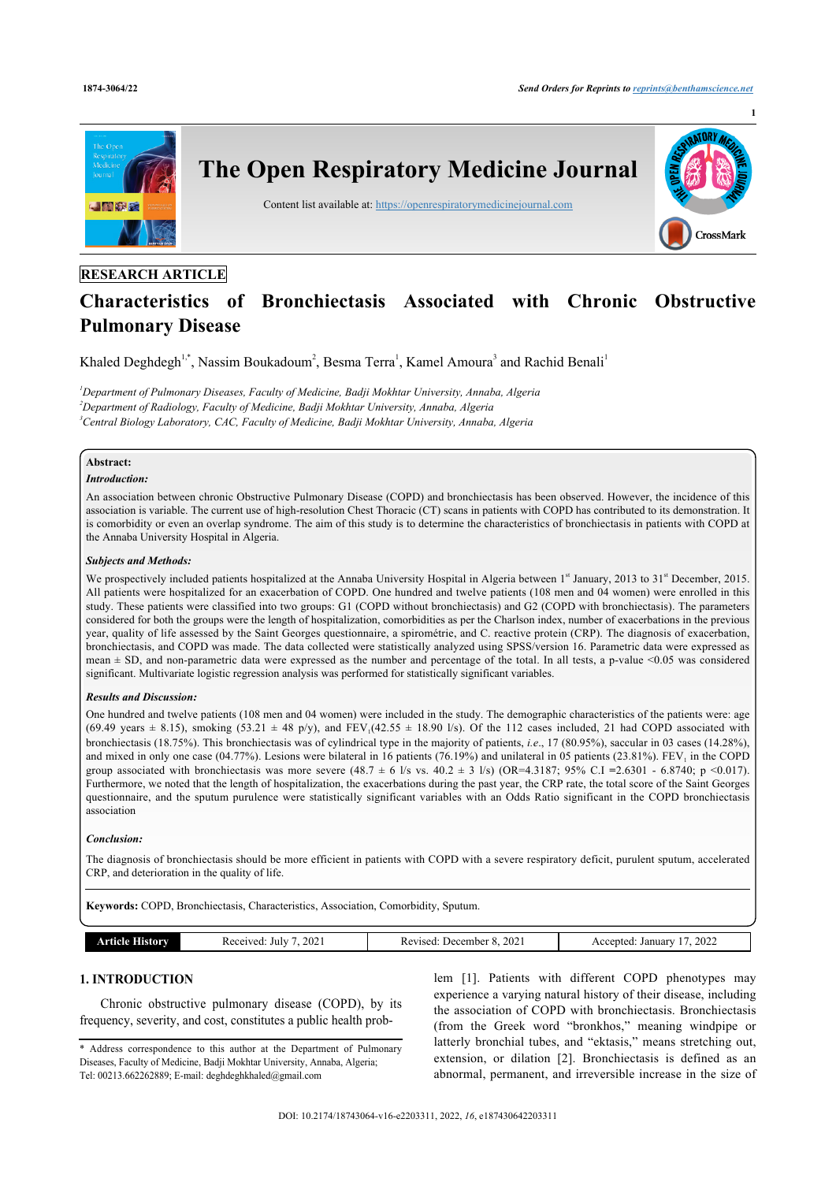RESEARCH ARTICLE

# Characteristics of Bronchiectasis Associated with Chronic Obstructive Pulmonary Disease

Khaled Deghdegh[1,*], Nassim Boukadoum[2], Besma Terra[1], Kamel Amoura[3] and Rachid Benali[1]

[1]*Department of Pulmonary Diseases, Faculty of Medicine, Badji Mokhtar University, Annaba, Algeria*
[2]*Department of Radiology, Faculty of Medicine, Badji Mokhtar University, Annaba, Algeria*
[3]*Central Biology Laboratory, CAC, Faculty of Medicine, Badji Mokhtar University, Annaba, Algeria*

## Abstract:

### *Introduction:*

An association between chronic Obstructive Pulmonary Disease (COPD) and bronchiectasis has been observed. However, the incidence of this association is variable. The current use of high-resolution Chest Thoracic (CT) scans in patients with COPD has contributed to its demonstration. It is comorbidity or even an overlap syndrome. The aim of this study is to determine the characteristics of bronchiectasis in patients with COPD at the Annaba University Hospital in Algeria.

### *Subjects and Methods:*

We prospectively included patients hospitalized at the Annaba University Hospital in Algeria between 1st January, 2013 to 31st December, 2015. All patients were hospitalized for an exacerbation of COPD. One hundred and twelve patients (108 men and 04 women) were enrolled in this study. These patients were classified into two groups: G1 (COPD without bronchiectasis) and G2 (COPD with bronchiectasis). The parameters considered for both the groups were the length of hospitalization, comorbidities as per the Charlson index, number of exacerbations in the previous year, quality of life assessed by the Saint Georges questionnaire, a spirométrie, and C. reactive protein (CRP). The diagnosis of exacerbation, bronchiectasis, and COPD was made. The data collected were statistically analyzed using SPSS/version 16. Parametric data were expressed as mean ± SD, and non-parametric data were expressed as the number and percentage of the total. In all tests, a p-value <0.05 was considered significant. Multivariate logistic regression analysis was performed for statistically significant variables.

### *Results and Discussion:*

One hundred and twelve patients (108 men and 04 women) were included in the study. The demographic characteristics of the patients were: age (69.49 years ± 8.15), smoking (53.21 ± 48 p/y), and $FEV_1$(42.55 ± 18.90 l/s). Of the 112 cases included, 21 had COPD associated with bronchiectasis (18.75%). This bronchiectasis was of cylindrical type in the majority of patients, *i.e*., 17 (80.95%), saccular in 03 cases (14.28%), and mixed in only one case (04.77%). Lesions were bilateral in 16 patients (76.19%) and unilateral in 05 patients (23.81%). $FEV_1$ in the COPD group associated with bronchiectasis was more severe (48.7 ± 6 l/s vs. 40.2 ± 3 l/s) (OR=4.3187; 95% C.I =2.6301 - 6.8740; p <0.017). Furthermore, we noted that the length of hospitalization, the exacerbations during the past year, the CRP rate, the total score of the Saint Georges questionnaire, and the sputum purulence were statistically significant variables with an Odds Ratio significant in the COPD bronchiectasis association

### *Conclusion:*

The diagnosis of bronchiectasis should be more efficient in patients with COPD with a severe respiratory deficit, purulent sputum, accelerated CRP, and deterioration in the quality of life.

**Keywords:** COPD, Bronchiectasis, Characteristics, Association, Comorbidity, Sputum.

| Article History | Received: July 7, 2021 | Revised: December 8, 2021 | Accepted: January 17, 2022 |
|---|---|---|---|

## 1. INTRODUCTION

Chronic obstructive pulmonary disease (COPD), by its frequency, severity, and cost, constitutes a public health problem [1]. Patients with different COPD phenotypes may experience a varying natural history of their disease, including the association of COPD with bronchiectasis. Bronchiectasis (from the Greek word "bronkhos," meaning windpipe or latterly bronchial tubes, and "ektasis," means stretching out, extension, or dilation [2]. Bronchiectasis is defined as an abnormal, permanent, and irreversible increase in the size of

\* Address correspondence to this author at the Department of Pulmonary Diseases, Faculty of Medicine, Badji Mokhtar University, Annaba, Algeria; Tel: 00213.662262889; E-mail: deghdeghkhaled@gmail.com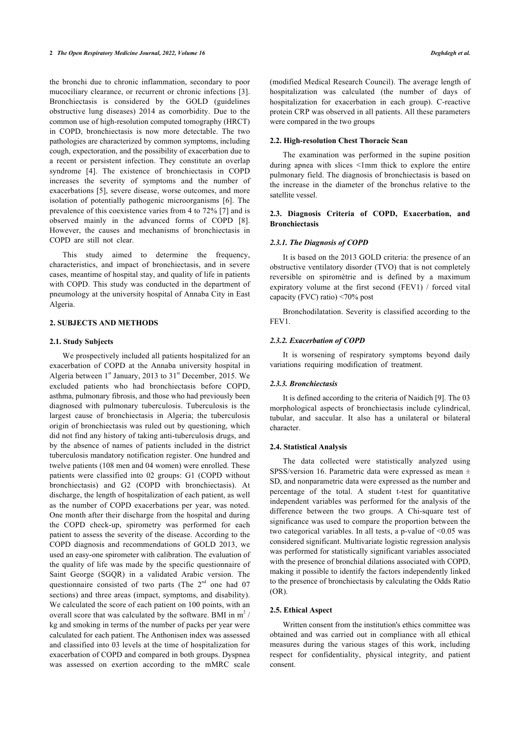the bronchi due to chronic inflammation, secondary to poor mucociliary clearance, or recurrent or chronic infections [3]. Bronchiectasis is considered by the GOLD (guidelines obstructive lung diseases) 2014 as comorbidity. Due to the common use of high-resolution computed tomography (HRCT) in COPD, bronchiectasis is now more detectable. The two pathologies are characterized by common symptoms, including cough, expectoration, and the possibility of exacerbation due to a recent or persistent infection. They constitute an overlap syndrome [4]. The existence of bronchiectasis in COPD increases the severity of symptoms and the number of exacerbations [5], severe disease, worse outcomes, and more isolation of potentially pathogenic microorganisms [6]. The prevalence of this coexistence varies from 4 to 72% [7] and is observed mainly in the advanced forms of COPD [8]. However, the causes and mechanisms of bronchiectasis in COPD are still not clear.

This study aimed to determine the frequency, characteristics, and impact of bronchiectasis, and in severe cases, meantime of hospital stay, and quality of life in patients with COPD. This study was conducted in the department of pneumology at the university hospital of Annaba City in East Algeria.

## 2. SUBJECTS AND METHODS

### 2.1. Study Subjects

We prospectively included all patients hospitalized for an exacerbation of COPD at the Annaba university hospital in Algeria between 1st January, 2013 to 31st December, 2015. We excluded patients who had bronchiectasis before COPD, asthma, pulmonary fibrosis, and those who had previously been diagnosed with pulmonary tuberculosis. Tuberculosis is the largest cause of bronchiectasis in Algeria; the tuberculosis origin of bronchiectasis was ruled out by questioning, which did not find any history of taking anti-tuberculosis drugs, and by the absence of names of patients included in the district tuberculosis mandatory notification register. One hundred and twelve patients (108 men and 04 women) were enrolled. These patients were classified into 02 groups: G1 (COPD without bronchiectasis) and G2 (COPD with bronchiectasis). At discharge, the length of hospitalization of each patient, as well as the number of COPD exacerbations per year, was noted. One month after their discharge from the hospital and during the COPD check-up, spirometry was performed for each patient to assess the severity of the disease. According to the COPD diagnosis and recommendations of GOLD 2013, we used an easy-one spirometer with calibration. The evaluation of the quality of life was made by the specific questionnaire of Saint George (SGQR) in a validated Arabic version. The questionnaire consisted of two parts (The 2nd one had 07 sections) and three areas (impact, symptoms, and disability). We calculated the score of each patient on 100 points, with an overall score that was calculated by the software. BMI in $m^2$ / kg and smoking in terms of the number of packs per year were calculated for each patient. The Anthonisen index was assessed and classified into 03 levels at the time of hospitalization for exacerbation of COPD and compared in both groups. Dyspnea was assessed on exertion according to the mMRC scale (modified Medical Research Council). The average length of hospitalization was calculated (the number of days of hospitalization for exacerbation in each group). C-reactive protein CRP was observed in all patients. All these parameters were compared in the two groups

### 2.2. High-resolution Chest Thoracic Scan

The examination was performed in the supine position during apnea with slices <1mm thick to explore the entire pulmonary field. The diagnosis of bronchiectasis is based on the increase in the diameter of the bronchus relative to the satellite vessel.

### 2.3. Diagnosis Criteria of COPD, Exacerbation, and Bronchiectasis

#### *2.3.1. The Diagnosis of COPD*

It is based on the 2013 GOLD criteria: the presence of an obstructive ventilatory disorder (TVO) that is not completely reversible on spirométrie and is defined by a maximum expiratory volume at the first second (FEV1) / forced vital capacity (FVC) ratio) <70% post

Bronchodilatation. Severity is classified according to the FEV1.

#### *2.3.2. Exacerbation of COPD*

It is worsening of respiratory symptoms beyond daily variations requiring modification of treatment.

#### *2.3.3. Bronchiectasis*

It is defined according to the criteria of Naidich [9]. The 03 morphological aspects of bronchiectasis include cylindrical, tubular, and saccular. It also has a unilateral or bilateral character.

### 2.4. Statistical Analysis

The data collected were statistically analyzed using SPSS/version 16. Parametric data were expressed as mean ± SD, and nonparametric data were expressed as the number and percentage of the total. A student t-test for quantitative independent variables was performed for the analysis of the difference between the two groups. A Chi-square test of significance was used to compare the proportion between the two categorical variables. In all tests, a p-value of $<0.05$ was considered significant. Multivariate logistic regression analysis was performed for statistically significant variables associated with the presence of bronchial dilations associated with COPD, making it possible to identify the factors independently linked to the presence of bronchiectasis by calculating the Odds Ratio (OR).

### 2.5. Ethical Aspect

Written consent from the institution's ethics committee was obtained and was carried out in compliance with all ethical measures during the various stages of this work, including respect for confidentiality, physical integrity, and patient consent.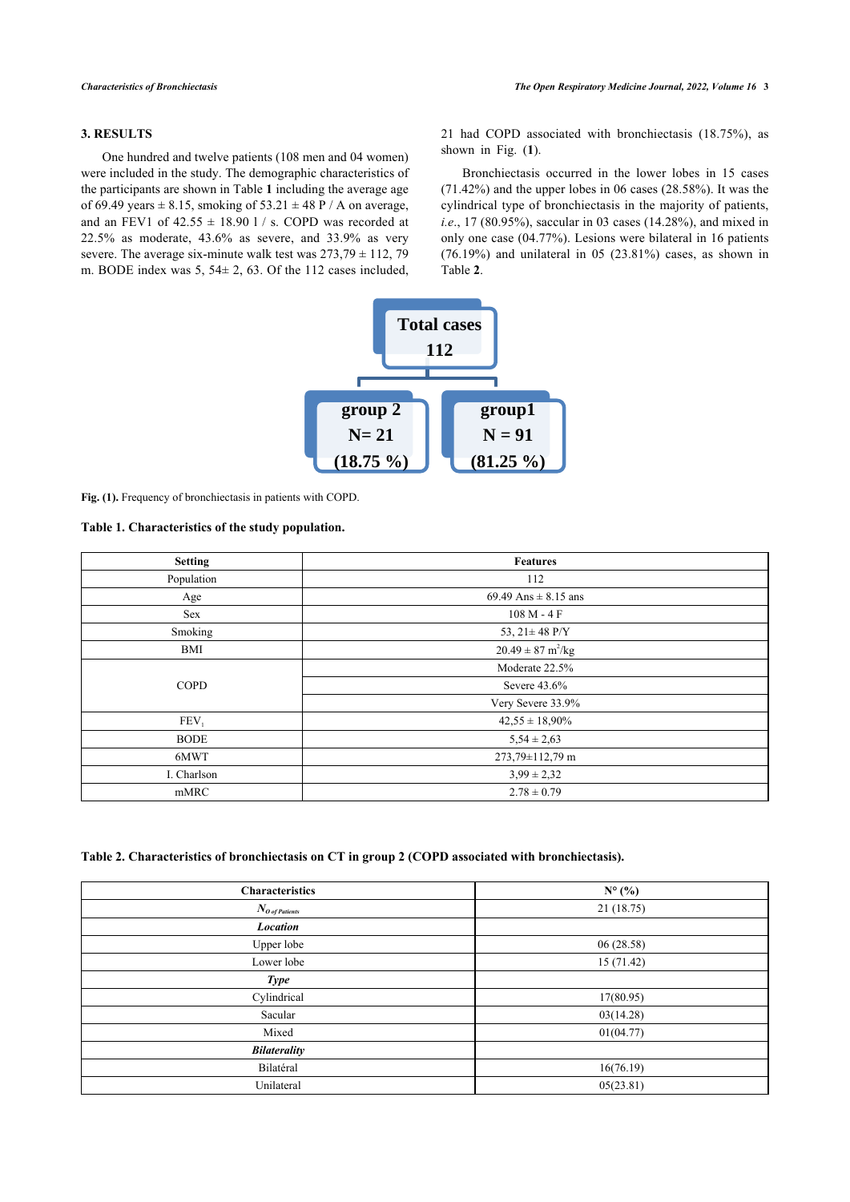## 3. RESULTS

One hundred and twelve patients (108 men and 04 women) were included in the study. The demographic characteristics of the participants are shown in Table **1** including the average age of 69.49 years ± 8.15, smoking of 53.21 ± 48 P / A on average, and an FEV1 of 42.55 ± 18.90 l / s. COPD was recorded at 22.5% as moderate, 43.6% as severe, and 33.9% as very severe. The average six-minute walk test was 273,79 ± 112, 79 m. BODE index was 5, 54± 2, 63. Of the 112 cases included, 21 had COPD associated with bronchiectasis (18.75%), as shown in Fig. (**1**).

Bronchiectasis occurred in the lower lobes in 15 cases (71.42%) and the upper lobes in 06 cases (28.58%). It was the cylindrical type of bronchiectasis in the majority of patients, *i.e*., 17 (80.95%), saccular in 03 cases (14.28%), and mixed in only one case (04.77%). Lesions were bilateral in 16 patients (76.19%) and unilateral in 05 (23.81%) cases, as shown in Table **2**.

Total cases 112

group 2 N= 21 (18.75 %)

group1 N = 91 (81.25 %)

**Fig. (1).** Frequency of bronchiectasis in patients with COPD.

**Table 1. Characteristics of the study population.**

| Setting | Features |
|---|---|
| Population | 112 |
| Age | 69.49 Ans ± 8.15 ans |
| Sex | 108 M - 4 F |
| Smoking | 53, 21± 48 P/Y |
| BMI | 20.49 ± 87 $m^2$/kg |
| COPD | Moderate 22.5% |
| | Severe 43.6% |
| | Very Severe 33.9% |
| $FEV_1$ | 42,55 ± 18,90% |
| BODE | 5,54 ± 2,63 |
| 6MWT | 273,79±112,79 m |
| I. Charlson | 3,99 ± 2,32 |
| mMRC | 2.78 ± 0.79 |

**Table 2. Characteristics of bronchiectasis on CT in group 2 (COPD associated with bronchiectasis).**

| Characteristics | N° (%) |
|---|---|
| $N_{O\ of\ Patients}$ | 21 (18.75) |
| ***Location*** | |
| Upper lobe | 06 (28.58) |
| Lower lobe | 15 (71.42) |
| ***Type*** | |
| Cylindrical | 17(80.95) |
| Sacular | 03(14.28) |
| Mixed | 01(04.77) |
| ***Bilaterality*** | |
| Bilatéral | 16(76.19) |
| Unilateral | 05(23.81) |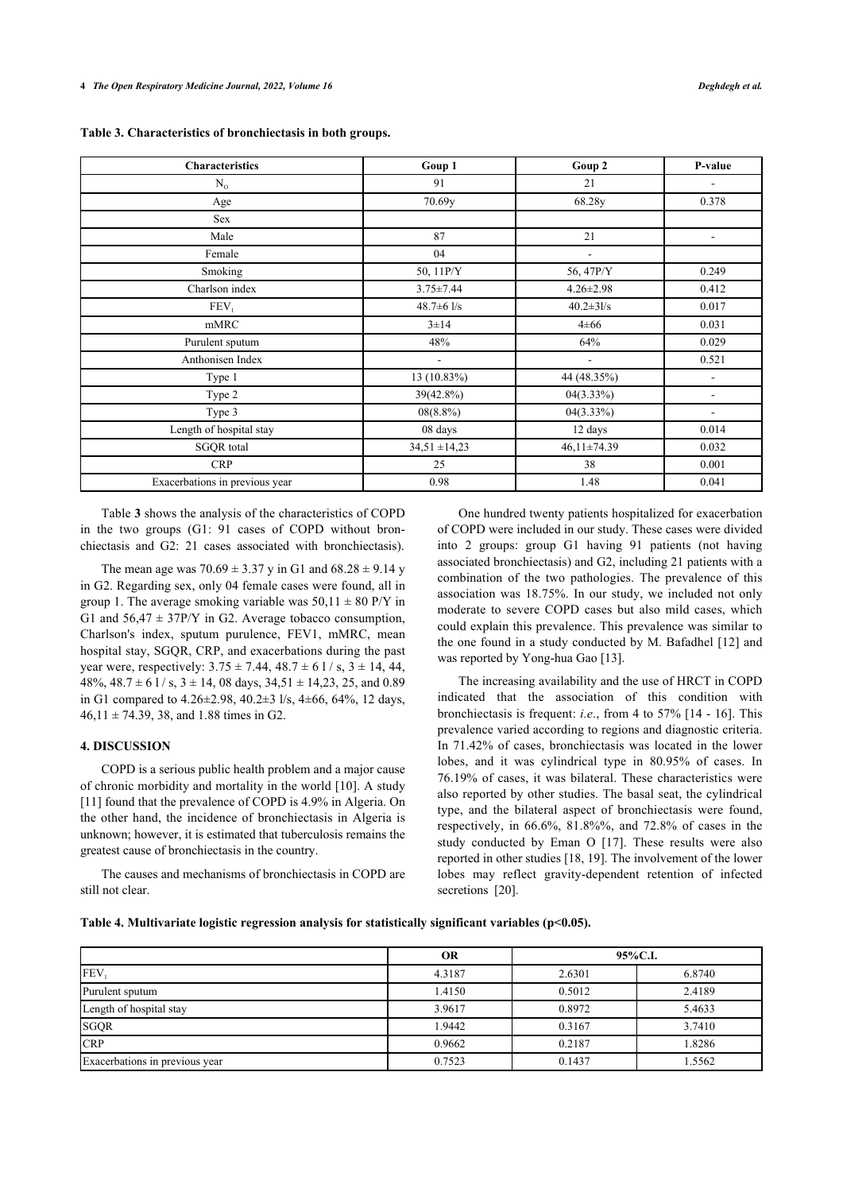**Table 3. Characteristics of bronchiectasis in both groups.**

| Characteristics | Goup 1 | Goup 2 | P-value |
|---|---|---|---|
| $N_O$ | 91 | 21 | - |
| Age | 70.69y | 68.28y | 0.378 |
| Sex | | | |
| Male | 87 | 21 | - |
| Female | 04 | - | |
| Smoking | 50, 11P/Y | 56, 47P/Y | 0.249 |
| Charlson index | 3.75±7.44 | 4.26±2.98 | 0.412 |
| $FEV_1$ | 48.7±6 l/s | 40.2±3l/s | 0.017 |
| mMRC | 3±14 | 4±66 | 0.031 |
| Purulent sputum | 48% | 64% | 0.029 |
| Anthonisen Index | - | - | 0.521 |
| Type 1 | 13 (10.83%) | 44 (48.35%) | - |
| Type 2 | 39(42.8%) | 04(3.33%) | - |
| Type 3 | 08(8.8%) | 04(3.33%) | - |
| Length of hospital stay | 08 days | 12 days | 0.014 |
| SGQR total | 34,51 ±14,23 | 46,11±74.39 | 0.032 |
| CRP | 25 | 38 | 0.001 |
| Exacerbations in previous year | 0.98 | 1.48 | 0.041 |

Table **3** shows the analysis of the characteristics of COPD in the two groups (G1: 91 cases of COPD without bronchiectasis and G2: 21 cases associated with bronchiectasis).

The mean age was 70.69 ± 3.37 y in G1 and 68.28 ± 9.14 y in G2. Regarding sex, only 04 female cases were found, all in group 1. The average smoking variable was 50,11 ± 80 P/Y in G1 and 56,47 ± 37P/Y in G2. Average tobacco consumption, Charlson's index, sputum purulence, FEV1, mMRC, mean hospital stay, SGQR, CRP, and exacerbations during the past year were, respectively: 3.75 ± 7.44, 48.7 ± 6 l / s, 3 ± 14, 44, 48%, 48.7 ± 6 l / s, 3 ± 14, 08 days, 34,51 ± 14,23, 25, and 0.89 in G1 compared to 4.26±2.98, 40.2±3 l/s, 4±66, 64%, 12 days, 46,11 ± 74.39, 38, and 1.88 times in G2.

## 4. DISCUSSION

COPD is a serious public health problem and a major cause of chronic morbidity and mortality in the world [10]. A study [11] found that the prevalence of COPD is 4.9% in Algeria. On the other hand, the incidence of bronchiectasis in Algeria is unknown; however, it is estimated that tuberculosis remains the greatest cause of bronchiectasis in the country.

The causes and mechanisms of bronchiectasis in COPD are still not clear.

One hundred twenty patients hospitalized for exacerbation of COPD were included in our study. These cases were divided into 2 groups: group G1 having 91 patients (not having associated bronchiectasis) and G2, including 21 patients with a combination of the two pathologies. The prevalence of this association was 18.75%. In our study, we included not only moderate to severe COPD cases but also mild cases, which could explain this prevalence. This prevalence was similar to the one found in a study conducted by M. Bafadhel [12] and was reported by Yong-hua Gao [13].

The increasing availability and the use of HRCT in COPD indicated that the association of this condition with bronchiectasis is frequent: *i.e*., from 4 to 57% [14 - 16]. This prevalence varied according to regions and diagnostic criteria. In 71.42% of cases, bronchiectasis was located in the lower lobes, and it was cylindrical type in 80.95% of cases. In 76.19% of cases, it was bilateral. These characteristics were also reported by other studies. The basal seat, the cylindrical type, and the bilateral aspect of bronchiectasis were found, respectively, in 66.6%, 81.8%%, and 72.8% of cases in the study conducted by Eman O [17]. These results were also reported in other studies [18, 19]. The involvement of the lower lobes may reflect gravity-dependent retention of infected secretions [20].

**Table 4. Multivariate logistic regression analysis for statistically significant variables ($p<0.05$).**

| | OR | 95%C.I. | |
|---|---|---|---|
| $FEV_1$ | 4.3187 | 2.6301 | 6.8740 |
| Purulent sputum | 1.4150 | 0.5012 | 2.4189 |
| Length of hospital stay | 3.9617 | 0.8972 | 5.4633 |
| SGQR | 1.9442 | 0.3167 | 3.7410 |
| CRP | 0.9662 | 0.2187 | 1.8286 |
| Exacerbations in previous year | 0.7523 | 0.1437 | 1.5562 |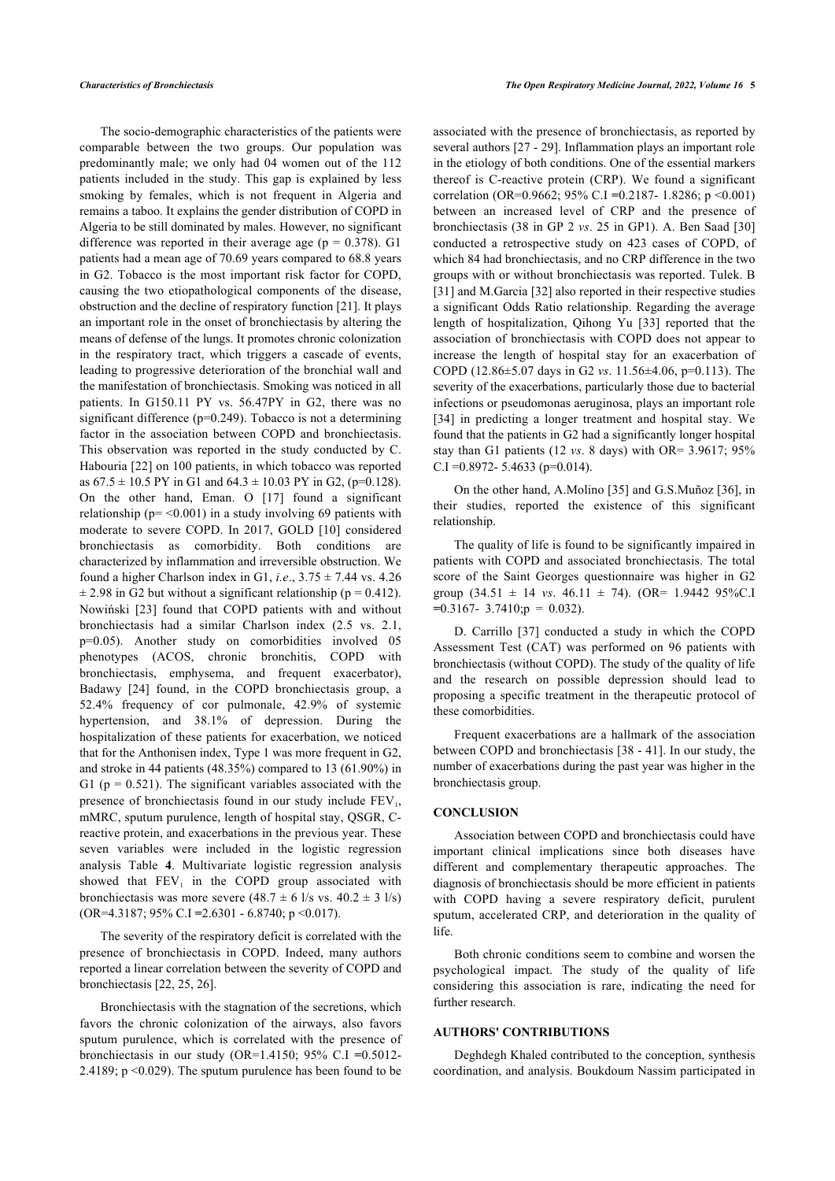The socio-demographic characteristics of the patients were comparable between the two groups. Our population was predominantly male; we only had 04 women out of the 112 patients included in the study. This gap is explained by less smoking by females, which is not frequent in Algeria and remains a taboo. It explains the gender distribution of COPD in Algeria to be still dominated by males. However, no significant difference was reported in their average age (p = 0.378). G1 patients had a mean age of 70.69 years compared to 68.8 years in G2. Tobacco is the most important risk factor for COPD, causing the two etiopathological components of the disease, obstruction and the decline of respiratory function [21]. It plays an important role in the onset of bronchiectasis by altering the means of defense of the lungs. It promotes chronic colonization in the respiratory tract, which triggers a cascade of events, leading to progressive deterioration of the bronchial wall and the manifestation of bronchiectasis. Smoking was noticed in all patients. In G150.11 PY vs. 56.47PY in G2, there was no significant difference (p=0.249). Tobacco is not a determining factor in the association between COPD and bronchiectasis. This observation was reported in the study conducted by C. Habouria [22] on 100 patients, in which tobacco was reported as 67.5 ± 10.5 PY in G1 and 64.3 ± 10.03 PY in G2, (p=0.128). On the other hand, Eman. O [17] found a significant relationship (p= <0.001) in a study involving 69 patients with moderate to severe COPD. In 2017, GOLD [10] considered bronchiectasis as comorbidity. Both conditions are characterized by inflammation and irreversible obstruction. We found a higher Charlson index in G1, *i.e*., 3.75 ± 7.44 vs. 4.26 ± 2.98 in G2 but without a significant relationship (p = 0.412). Nowiński [23] found that COPD patients with and without bronchiectasis had a similar Charlson index (2.5 vs. 2.1, p=0.05). Another study on comorbidities involved 05 phenotypes (ACOS, chronic bronchitis, COPD with bronchiectasis, emphysema, and frequent exacerbator), Badawy [24] found, in the COPD bronchiectasis group, a 52.4% frequency of cor pulmonale, 42.9% of systemic hypertension, and 38.1% of depression. During the hospitalization of these patients for exacerbation, we noticed that for the Anthonisen index, Type 1 was more frequent in G2, and stroke in 44 patients (48.35%) compared to 13 (61.90%) in G1 (p = 0.521). The significant variables associated with the presence of bronchiectasis found in our study include $FEV_1$, mMRC, sputum purulence, length of hospital stay, QSGR, C-reactive protein, and exacerbations in the previous year. These seven variables were included in the logistic regression analysis Table **4**. Multivariate logistic regression analysis showed that $FEV_1$ in the COPD group associated with bronchiectasis was more severe (48.7 ± 6 l/s vs. 40.2 ± 3 l/s) (OR=4.3187; 95% C.I =2.6301 - 6.8740; p <0.017).

The severity of the respiratory deficit is correlated with the presence of bronchiectasis in COPD. Indeed, many authors reported a linear correlation between the severity of COPD and bronchiectasis [22, 25, 26].

Bronchiectasis with the stagnation of the secretions, which favors the chronic colonization of the airways, also favors sputum purulence, which is correlated with the presence of bronchiectasis in our study (OR=1.4150; 95% C.I =0.5012- 2.4189; p <0.029). The sputum purulence has been found to be associated with the presence of bronchiectasis, as reported by several authors [27 - 29]. Inflammation plays an important role in the etiology of both conditions. One of the essential markers thereof is C-reactive protein (CRP). We found a significant correlation (OR=0.9662; 95% C.I =0.2187- 1.8286; p <0.001) between an increased level of CRP and the presence of bronchiectasis (38 in GP 2 *vs*. 25 in GP1). A. Ben Saad [30] conducted a retrospective study on 423 cases of COPD, of which 84 had bronchiectasis, and no CRP difference in the two groups with or without bronchiectasis was reported. Tulek. B [31] and M.Garcia [32] also reported in their respective studies a significant Odds Ratio relationship. Regarding the average length of hospitalization, Qihong Yu [33] reported that the association of bronchiectasis with COPD does not appear to increase the length of hospital stay for an exacerbation of COPD (12.86±5.07 days in G2 *vs*. 11.56±4.06, p=0.113). The severity of the exacerbations, particularly those due to bacterial infections or pseudomonas aeruginosa, plays an important role [34] in predicting a longer treatment and hospital stay. We found that the patients in G2 had a significantly longer hospital stay than G1 patients (12 *vs*. 8 days) with OR= 3.9617; 95% C.I =0.8972- 5.4633 (p=0.014).

On the other hand, A.Molino [35] and G.S.Muñoz [36], in their studies, reported the existence of this significant relationship.

The quality of life is found to be significantly impaired in patients with COPD and associated bronchiectasis. The total score of the Saint Georges questionnaire was higher in G2 group (34.51 ± 14 *vs*. 46.11 ± 74). (OR= 1.9442 95%C.I =0.3167- 3.7410;p = 0.032).

D. Carrillo [37] conducted a study in which the COPD Assessment Test (CAT) was performed on 96 patients with bronchiectasis (without COPD). The study of the quality of life and the research on possible depression should lead to proposing a specific treatment in the therapeutic protocol of these comorbidities.

Frequent exacerbations are a hallmark of the association between COPD and bronchiectasis [38 - 41]. In our study, the number of exacerbations during the past year was higher in the bronchiectasis group.

## CONCLUSION

Association between COPD and bronchiectasis could have important clinical implications since both diseases have different and complementary therapeutic approaches. The diagnosis of bronchiectasis should be more efficient in patients with COPD having a severe respiratory deficit, purulent sputum, accelerated CRP, and deterioration in the quality of life.

Both chronic conditions seem to combine and worsen the psychological impact. The study of the quality of life considering this association is rare, indicating the need for further research.

## AUTHORS' CONTRIBUTIONS

Deghdegh Khaled contributed to the conception, synthesis coordination, and analysis. Boukdoum Nassim participated in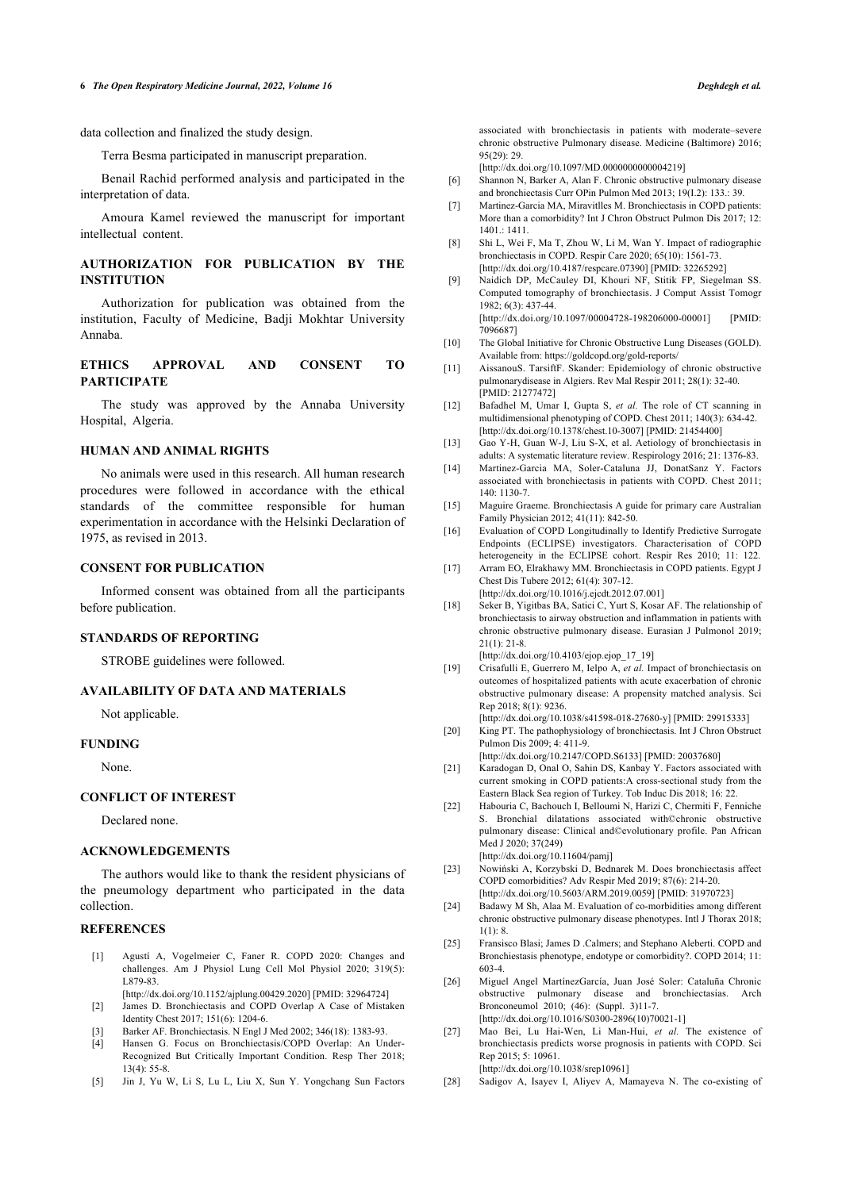data collection and finalized the study design.

Terra Besma participated in manuscript preparation.

Benail Rachid performed analysis and participated in the interpretation of data.

Amoura Kamel reviewed the manuscript for important intellectual content.

## AUTHORIZATION FOR PUBLICATION BY THE INSTITUTION

Authorization for publication was obtained from the institution, Faculty of Medicine, Badji Mokhtar University Annaba.

## ETHICS APPROVAL AND CONSENT TO PARTICIPATE

The study was approved by the Annaba University Hospital, Algeria.

## HUMAN AND ANIMAL RIGHTS

No animals were used in this research. All human research procedures were followed in accordance with the ethical standards of the committee responsible for human experimentation in accordance with the Helsinki Declaration of 1975, as revised in 2013.

## CONSENT FOR PUBLICATION

Informed consent was obtained from all the participants before publication.

## STANDARDS OF REPORTING

STROBE guidelines were followed.

## AVAILABILITY OF DATA AND MATERIALS

Not applicable.

## FUNDING

None.

## CONFLICT OF INTEREST

Declared none.

## ACKNOWLEDGEMENTS

The authors would like to thank the resident physicians of the pneumology department who participated in the data collection.

## REFERENCES

[1] Agustí A, Vogelmeier C, Faner R. COPD 2020: Changes and challenges. Am J Physiol Lung Cell Mol Physiol 2020; 319(5): L879-83.
[http://dx.doi.org/10.1152/ajplung.00429.2020] [PMID: 32964724]

[2] James D. Bronchiectasis and COPD Overlap A Case of Mistaken Identity Chest 2017; 151(6): 1204-6.

[3] Barker AF. Bronchiectasis. N Engl J Med 2002; 346(18): 1383-93.

[4] Hansen G. Focus on Bronchiectasis/COPD Overlap: An Under-Recognized But Critically Important Condition. Resp Ther 2018; 13(4): 55-8.

[5] Jin J, Yu W, Li S, Lu L, Liu X, Sun Y. Yongchang Sun Factors associated with bronchiectasis in patients with moderate–severe chronic obstructive Pulmonary disease. Medicine (Baltimore) 2016; 95(29): 29.
[http://dx.doi.org/10.1097/MD.0000000000004219]

[6] Shannon N, Barker A, Alan F. Chronic obstructive pulmonary disease and bronchiectasis Curr OPin Pulmon Med 2013; 19(I.2): 133.: 39.

[7] Martinez-Garcia MA, Miravitlles M. Bronchiectasis in COPD patients: More than a comorbidity? Int J Chron Obstruct Pulmon Dis 2017; 12: 1401.: 1411.

[8] Shi L, Wei F, Ma T, Zhou W, Li M, Wan Y. Impact of radiographic bronchiectasis in COPD. Respir Care 2020; 65(10): 1561-73.
[http://dx.doi.org/10.4187/respcare.07390] [PMID: 32265292]

[9] Naidich DP, McCauley DI, Khouri NF, Stitik FP, Siegelman SS. Computed tomography of bronchiectasis. J Comput Assist Tomogr 1982; 6(3): 437-44.
[http://dx.doi.org/10.1097/00004728-198206000-00001] [PMID: 7096687]

[10] The Global Initiative for Chronic Obstructive Lung Diseases (GOLD). Available from: https://goldcopd.org/gold-reports/

[11] AissanouS. TarsiftF. Skander: Epidemiology of chronic obstructive pulmonarydisease in Algiers. Rev Mal Respir 2011; 28(1): 32-40. [PMID: 21277472]

[12] Bafadhel M, Umar I, Gupta S, *et al.* The role of CT scanning in multidimensional phenotyping of COPD. Chest 2011; 140(3): 634-42.
[http://dx.doi.org/10.1378/chest.10-3007] [PMID: 21454400]

[13] Gao Y-H, Guan W-J, Liu S-X, et al. Aetiology of bronchiectasis in adults: A systematic literature review. Respirology 2016; 21: 1376-83.

[14] Martinez-Garcia MA, Soler-Cataluna JJ, DonatSanz Y. Factors associated with bronchiectasis in patients with COPD. Chest 2011; 140: 1130-7.

[15] Maguire Graeme. Bronchiectasis A guide for primary care Australian Family Physician 2012; 41(11): 842-50.

[16] Evaluation of COPD Longitudinally to Identify Predictive Surrogate Endpoints (ECLIPSE) investigators. Characterisation of COPD heterogeneity in the ECLIPSE cohort. Respir Res 2010; 11: 122.

[17] Arram EO, Elrakhawy MM. Bronchiectasis in COPD patients. Egypt J Chest Dis Tuberc 2012; 61(4): 307-12.
[http://dx.doi.org/10.1016/j.ejcdt.2012.07.001]

[18] Seker B, Yigitbas BA, Satici C, Yurt S, Kosar AF. The relationship of bronchiectasis to airway obstruction and inflammation in patients with chronic obstructive pulmonary disease. Eurasian J Pulmonol 2019; 21(1): 21-8.
[http://dx.doi.org/10.4103/ejop.ejop_17_19]

[19] Crisafulli E, Guerrero M, Ielpo A, *et al.* Impact of bronchiectasis on outcomes of hospitalized patients with acute exacerbation of chronic obstructive pulmonary disease: A propensity matched analysis. Sci Rep 2018; 8(1): 9236.
[http://dx.doi.org/10.1038/s41598-018-27680-y] [PMID: 29915333]

[20] King PT. The pathophysiology of bronchiectasis. Int J Chron Obstruct Pulmon Dis 2009; 4: 411-9.
[http://dx.doi.org/10.2147/COPD.S6133] [PMID: 20037680]

[21] Karadogan D, Onal O, Sahin DS, Kanbay Y. Factors associated with current smoking in COPD patients:A cross-sectional study from the Eastern Black Sea region of Turkey. Tob Induc Dis 2018; 16: 22.

[22] Habouria C, Bachouch I, Belloumi N, Harizi C, Chermiti F, Fenniche S. Bronchial dilatations associated with©chronic obstructive pulmonary disease: Clinical and©evolutionary profile. Pan African Med J 2020; 37(249)
[http://dx.doi.org/10.11604/pamj]

[23] Nowiński A, Korzybski D, Bednarek M. Does bronchiectasis affect COPD comorbidities? Adv Respir Med 2019; 87(6): 214-20.
[http://dx.doi.org/10.5603/ARM.2019.0059] [PMID: 31970723]

[24] Badawy M Sh, Alaa M. Evaluation of co-morbidities among different chronic obstructive pulmonary disease phenotypes. Intl J Thorax 2018; 1(1): 8.

[25] Fransisco Blasi; James D .Calmers; and Stephano Aleberti. COPD and Bronchiestasis phenotype, endotype or comorbidity?. COPD 2014; 11: 603-4.

[26] Miguel Angel MartinezGarcía, Juan José Soler: Cataluña Chronic obstructive pulmonary disease and bronchiectasias. Arch Bronconeumol 2010; (46): (Suppl. 3)11-7.
[http://dx.doi.org/10.1016/S0300-2896(10)70021-1]

[27] Mao Bei, Lu Hai-Wen, Li Man-Hui, *et al.* The existence of bronchiectasis predicts worse prognosis in patients with COPD. Sci Rep 2015; 5: 10961.
[http://dx.doi.org/10.1038/srep10961]

[28] Sadigov A, Isayev I, Aliyev A, Mamayeva N. The co-existing of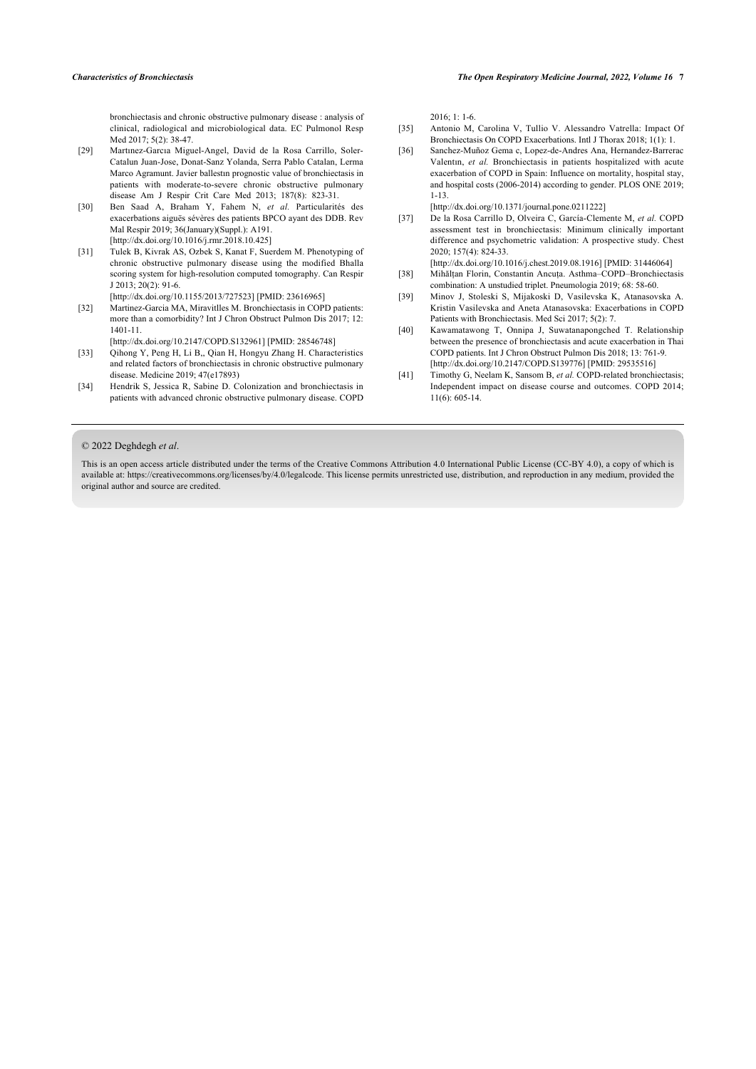bronchiectasis and chronic obstructive pulmonary disease : analysis of clinical, radiological and microbiological data. EC Pulmonol Resp Med 2017; 5(2): 38-47.

[29] Martınez-Garcıa Miguel-Angel, David de la Rosa Carrillo, Soler-Catalun Juan-Jose, Donat-Sanz Yolanda, Serra Pablo Catalan, Lerma Marco Agramunt. Javier ballestın prognostic value of bronchiectasis in patients with moderate-to-severe chronic obstructive pulmonary disease Am J Respir Crit Care Med 2013; 187(8): 823-31.

[30] Ben Saad A, Braham Y, Fahem N, *et al.* Particularités des exacerbations aiguës sévères des patients BPCO ayant des DDB. Rev Mal Respir 2019; 36(January)(Suppl.): A191. [http://dx.doi.org/10.1016/j.rmr.2018.10.425]

[31] Tulek B, Kivrak AS, Ozbek S, Kanat F, Suerdem M. Phenotyping of chronic obstructive pulmonary disease using the modified Bhalla scoring system for high-resolution computed tomography. Can Respir J 2013; 20(2): 91-6. [http://dx.doi.org/10.1155/2013/727523] [PMID: 23616965]

[32] Martinez-Garcia MA, Miravitlles M. Bronchiectasis in COPD patients: more than a comorbidity? Int J Chron Obstruct Pulmon Dis 2017; 12: 1401-11. [http://dx.doi.org/10.2147/COPD.S132961] [PMID: 28546748]

[33] Qihong Y, Peng H, Li B,, Qian H, Hongyu Zhang H. Characteristics and related factors of bronchiectasis in chronic obstructive pulmonary disease. Medicine 2019; 47(e17893)

[34] Hendrik S, Jessica R, Sabine D. Colonization and bronchiectasis in patients with advanced chronic obstructive pulmonary disease. COPD 2016; 1: 1-6.

[35] Antonio M, Carolina V, Tullio V. Alessandro Vatrella: Impact Of Bronchiectasis On COPD Exacerbations. Intl J Thorax 2018; 1(1): 1.

[36] Sanchez-Muñoz Gema c, Lopez-de-Andres Ana, Hernandez-Barrerac Valentın, *et al.* Bronchiectasis in patients hospitalized with acute exacerbation of COPD in Spain: Influence on mortality, hospital stay, and hospital costs (2006-2014) according to gender. PLOS ONE 2019; 1-13. [http://dx.doi.org/10.1371/journal.pone.0211222]

[37] De la Rosa Carrillo D, Olveira C, García-Clemente M, *et al.* COPD assessment test in bronchiectasis: Minimum clinically important difference and psychometric validation: A prospective study. Chest 2020; 157(4): 824-33. [http://dx.doi.org/10.1016/j.chest.2019.08.1916] [PMID: 31446064]

[38] Mihălțan Florin, Constantin Ancuța. Asthma–COPD–Bronchiectasis combination: A unstudied triplet. Pneumologia 2019; 68: 58-60.

[39] Minov J, Stoleski S, Mijakoski D, Vasilevska K, Atanasovska A. Kristin Vasilevska and Aneta Atanasovska: Exacerbations in COPD Patients with Bronchiectasis. Med Sci 2017; 5(2): 7.

[40] Kawamatawong T, Onnipa J, Suwatanapongched T. Relationship between the presence of bronchiectasis and acute exacerbation in Thai COPD patients. Int J Chron Obstruct Pulmon Dis 2018; 13: 761-9. [http://dx.doi.org/10.2147/COPD.S139776] [PMID: 29535516]

[41] Timothy G, Neelam K, Sansom B, *et al.* COPD-related bronchiectasis; Independent impact on disease course and outcomes. COPD 2014; 11(6): 605-14.

© 2022 Deghdegh *et al*.

This is an open access article distributed under the terms of the Creative Commons Attribution 4.0 International Public License (CC-BY 4.0), a copy of which is available at: https://creativecommons.org/licenses/by/4.0/legalcode. This license permits unrestricted use, distribution, and reproduction in any medium, provided the original author and source are credited.